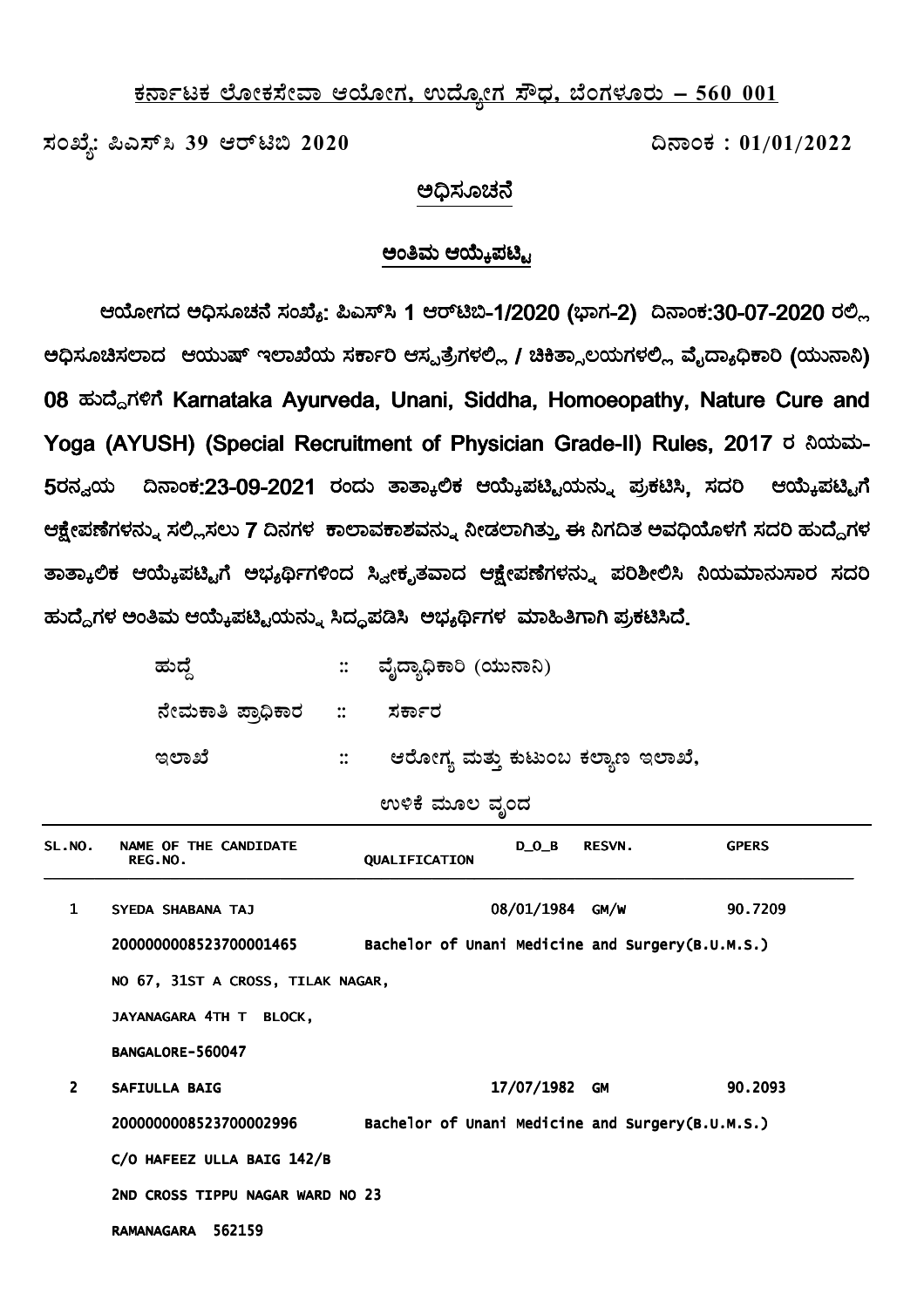**ಕರ್ನಾಟಕ ಲೋಕಸೇವಾ ಆಯೋಗ, ಉದ್ಯೋಗ ಸೌಧ, ಬೆಂಗಳೂರು – 560 001**

ಸಂಖ್ಯೆ: ಪಿಎಸ್‌ಸಿ 39 ಆರ್‌ಟಿಬಿ 2020 ದಿನಾಂಕ : 01/01/2022

## ಅಧಿಸೂಚನೆ

### ಅಂತಿಮ ಆಯ್ಕೆಪಟ್ಟಿ

ಆಯೋಗದ ಅಧಿಸೂಚನೆ ಸಂಖ್ಯೆ: ಪಿಎಸ್‌ಸಿ 1 ಆರ್‌ಟಿಬಿ-1/2020 (ಭಾಗ-2) ದಿನಾಂಕ:30-07-2020 ರಲ್ಲಿ ಅಧಿಸೂಚಿಸಲಾದ ಆಯುಷ್ ಇಲಾಖೆಯ ಸರ್ಕಾರಿ ಆಸ್ಪತ್ರೆಗಳಲ್ಲಿ / ಚಿಕಿತ್ಸಾಲಯಗಳಲ್ಲಿ ವೈದ್ಯಾಧಿಕಾರಿ (ಯುನಾನಿ) 08 ಹುದ್ದೆಗಳಿಗೆ Karnataka Ayurveda, Unani, Siddha, Homoeopathy, Nature Cure and Yoga (AYUSH) (Special Recruitment of Physician Grade-II) Rules, 2017 ರ ನಿಯಮ-5ರನ್ವಯ ದಿನಾಂಕ:23-09-2021 ರಂದು ತಾತ್ಕಾಲಿಕ ಆಯ್ಕೆಪಟ್ಟಿಯನ್ನು ಪ್ರಕಟಿಸಿ, ಸದರಿ ಆಯ್ಕೆಪಟ್ಟಿಗೆ ಆಕ್ಷೇಪಣೆಗಳನ್ನು ಸಲ್ಲಿಸಲು 7 ದಿನಗಳ ಕಾಲಾವಕಾಶವನ್ನು ನೀಡಲಾಗಿತ್ತು, ಈ ನಿಗದಿತ ಅವಧಿಯೊಳಗೆ ಸದರಿ ಹುದ್ದೆಗಳ ತಾತ್ಕಾಲಿಕ ಆಯ್ಕೆಪಟ್ಟಿಗೆ ಅಭ್ಯರ್ಥಿಗಳಿಂದ ಸ್ವೀಕೃತವಾದ ಆಕ್ಷೇಪಣೆಗಳನ್ನು ಪರಿಶೀಲಿಸಿ ನಿಯಮಾನುಸಾರ ಸದರಿ ಹುದ್ದೆಗಳ ಅಂತಿಮ ಆಯ್ಕೆಪಟ್ಟಿಯನ್ನು ಸಿದ್ಧಪಡಿಸಿ ಅಭ್ಯರ್ಥಿಗಳ ಮಾಹಿತಿಗಾಗಿ ಪ್ರಕಟಿಸಿದೆ.

ಹುದ್ದೆ :: ವೈದ್ಯಾಧಿಕಾರಿ (ಯುನಾನಿ)

ನೇಮಕಾತಿ ಪ್ರಾಧಿಕಾರ :: ಸರ್ಕಾರ

ಇಲಾಖೆ :: ಆರೋಗ್ಯ ಮತ್ತು ಕುಟುಂಬ ಕಲ್ಯಾಣ ಇಲಾಖೆ,

ಉಳಿಕೆ ಮೂಲ ವೃಂದ

| SL.NO. | NAME OF THE CANDIDATE / REG.NO. | QUALIFICATION | D_O_B | RESVN. | GPERS |
|---|---|---|---|---|---|
| 1 | SYEDA SHABANA TAJ<br>200000000852370001465<br>NO 67, 31ST A CROSS, TILAK NAGAR,<br>JAYANAGARA 4TH T BLOCK,<br>BANGALORE-560047 | Bachelor of Unani Medicine and Surgery(B.U.M.S.) | 08/01/1984 | GM/W | 90.7209 |
| 2 | SAFIULLA BAIG<br>200000000852370002996<br>C/O HAFEEZ ULLA BAIG 142/B<br>2ND CROSS TIPPU NAGAR WARD NO 23<br>RAMANAGARA 562159 | Bachelor of Unani Medicine and Surgery(B.U.M.S.) | 17/07/1982 | GM | 90.2093 |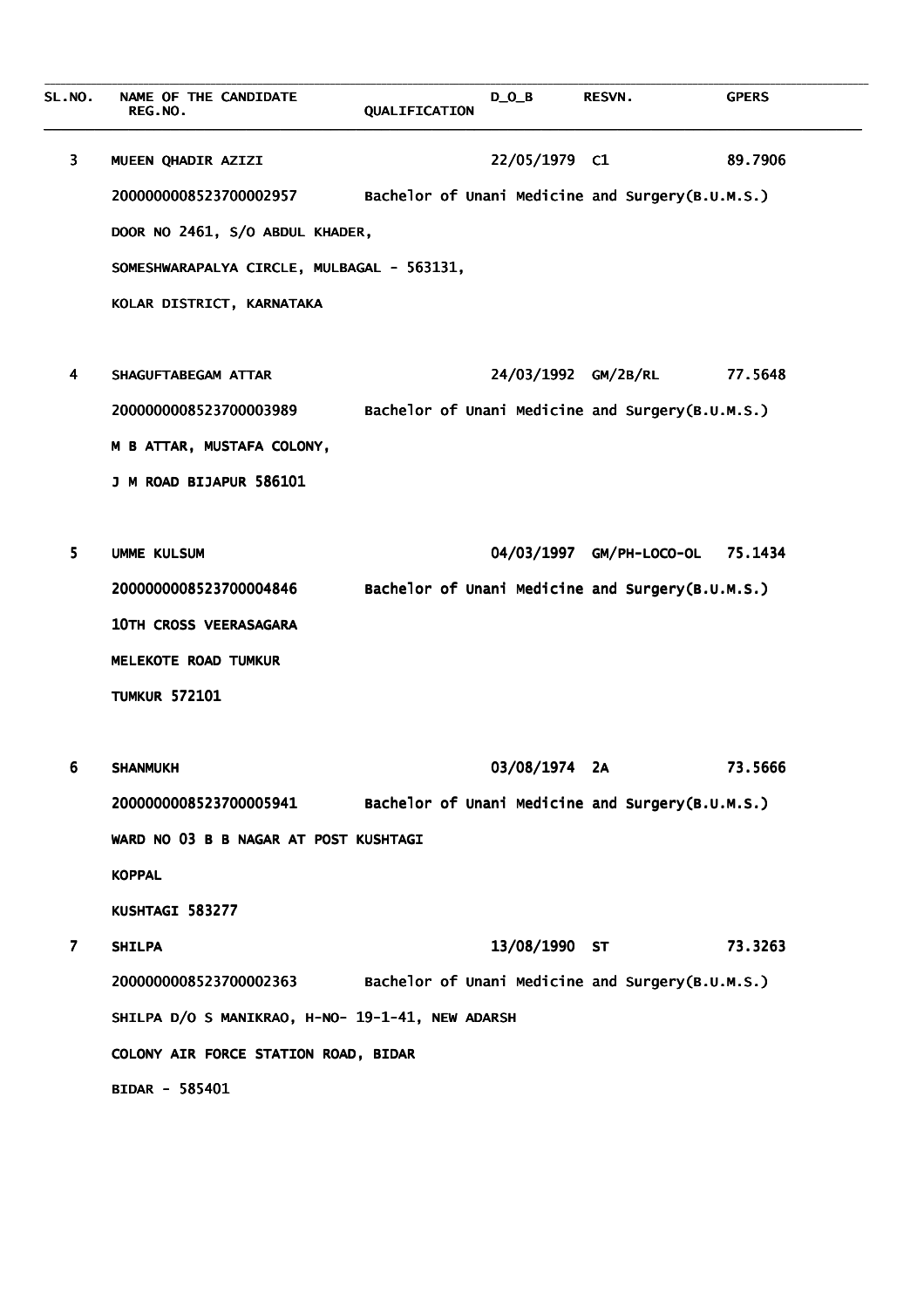| SL.NO. | NAME OF THE CANDIDATE<br>REG.NO. | QUALIFICATION | D_O_B | RESVN. | GPERS |
|---|---|---|---|---|---|
| 3 | MUEEN QHADIR AZIZI<br>2000000008523700002957<br>DOOR NO 2461, S/O ABDUL KHADER,<br>SOMESHWARAPALYA CIRCLE, MULBAGAL - 563131,<br>KOLAR DISTRICT, KARNATAKA | Bachelor of Unani Medicine and Surgery(B.U.M.S.) | 22/05/1979 | C1 | 89.7906 |
| 4 | SHAGUFTABEGAM ATTAR<br>2000000008523700003989<br>M B ATTAR, MUSTAFA COLONY,<br>J M ROAD BIJAPUR 586101 | Bachelor of Unani Medicine and Surgery(B.U.M.S.) | 24/03/1992 | GM/2B/RL | 77.5648 |
| 5 | UMME KULSUM<br>2000000008523700004846<br>10TH CROSS VEERASAGARA<br>MELEKOTE ROAD TUMKUR<br>TUMKUR 572101 | Bachelor of Unani Medicine and Surgery(B.U.M.S.) | 04/03/1997 | GM/PH-LOCO-OL | 75.1434 |
| 6 | SHANMUKH<br>2000000008523700005941<br>WARD NO 03 B B NAGAR AT POST KUSHTAGI<br>KOPPAL<br>KUSHTAGI 583277 | Bachelor of Unani Medicine and Surgery(B.U.M.S.) | 03/08/1974 | 2A | 73.5666 |
| 7 | SHILPA<br>2000000008523700002363<br>SHILPA D/O S MANIKRAO, H-NO- 19-1-41, NEW ADARSH<br>COLONY AIR FORCE STATION ROAD, BIDAR<br>BIDAR - 585401 | Bachelor of Unani Medicine and Surgery(B.U.M.S.) | 13/08/1990 | ST | 73.3263 |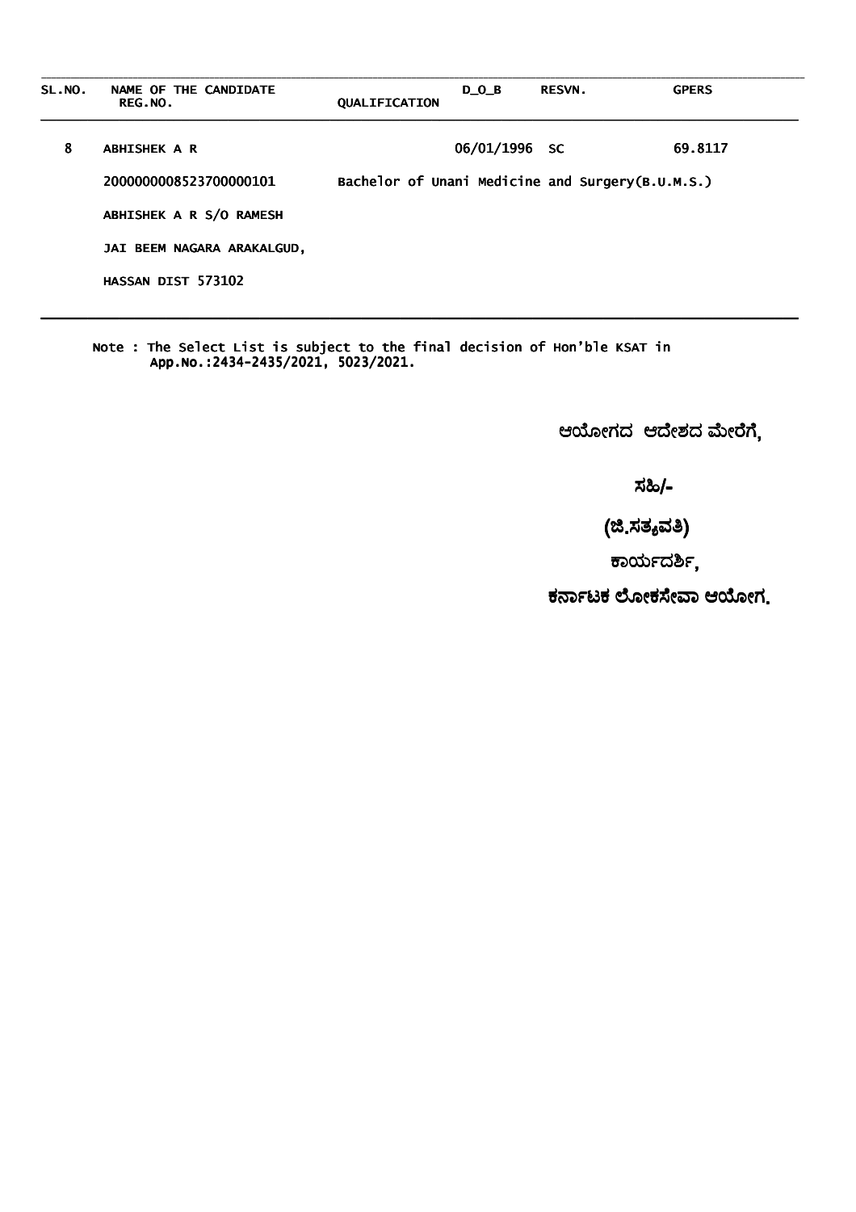| SL.NO. | NAME OF THE CANDIDATE<br>REG.NO. | QUALIFICATION | D_O_B | RESVN. | GPERS |
|---|---|---|---|---|---|
| 8 | ABHISHEK A R | | 06/01/1996 | SC | 69.8117 |
| | 2000000008523700000101 | Bachelor of Unani Medicine and Surgery(B.U.M.S.) | | | |
| | ABHISHEK A R S/O RAMESH | | | | |
| | JAI BEEM NAGARA ARAKALGUD, | | | | |
| | HASSAN DIST 573102 | | | | |

Note : The Select List is subject to the final decision of Hon'ble KSAT in App.No.:2434-2435/2021, 5023/2021.

ಆಯೋಗದ ಆದೇಶದ ಮೇರೆಗೆ,

ಸಹಿ/-

(ಜಿ.ಸತ್ಯವತಿ)

ಕಾರ್ಯದರ್ಶಿ,

ಕರ್ನಾಟಕ ಲೋಕಸೇವಾ ಆಯೋಗ.